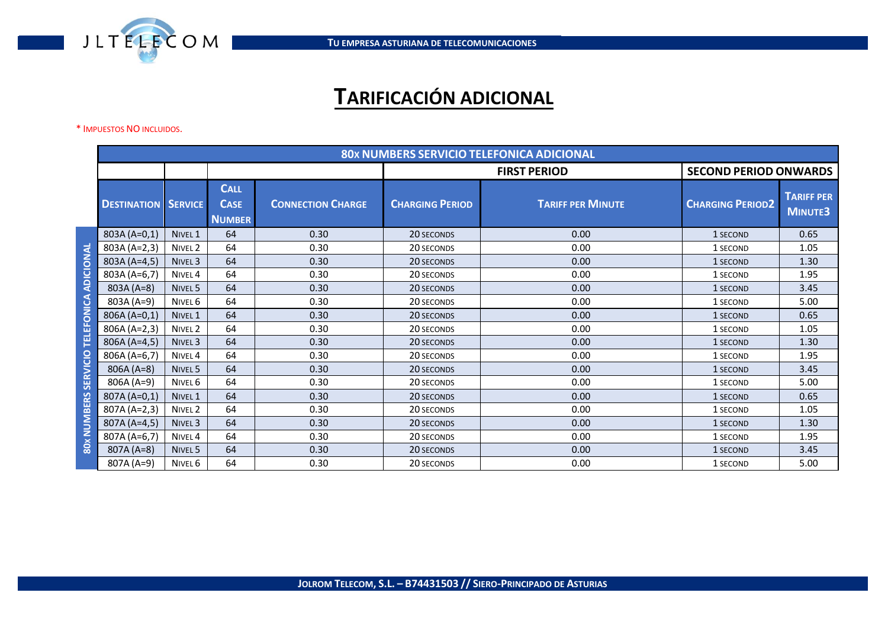# TARIFICACIÓN ADICIONAL

\* IMPUESTOS NO INCLUIDOS.

| 80x NUMBERS SERVICIO TELEFONICA ADICIONAL | | | | | | | |
|---|---|---|---|---|---|---|---|
| | | | | FIRST PERIOD | | SECOND PERIOD ONWARDS | |
| DESTINATION | SERVICE | CALL CASE NUMBER | CONNECTION CHARGE | CHARGING PERIOD | TARIFF PER MINUTE | CHARGING PERIOD2 | TARIFF PER MINUTE3 |
| 803A (A=0,1) | NIVEL 1 | 64 | 0.30 | 20 SECONDS | 0.00 | 1 SECOND | 0.65 |
| 803A (A=2,3) | NIVEL 2 | 64 | 0.30 | 20 SECONDS | 0.00 | 1 SECOND | 1.05 |
| 803A (A=4,5) | NIVEL 3 | 64 | 0.30 | 20 SECONDS | 0.00 | 1 SECOND | 1.30 |
| 803A (A=6,7) | NIVEL 4 | 64 | 0.30 | 20 SECONDS | 0.00 | 1 SECOND | 1.95 |
| 803A (A=8) | NIVEL 5 | 64 | 0.30 | 20 SECONDS | 0.00 | 1 SECOND | 3.45 |
| 803A (A=9) | NIVEL 6 | 64 | 0.30 | 20 SECONDS | 0.00 | 1 SECOND | 5.00 |
| 806A (A=0,1) | NIVEL 1 | 64 | 0.30 | 20 SECONDS | 0.00 | 1 SECOND | 0.65 |
| 806A (A=2,3) | NIVEL 2 | 64 | 0.30 | 20 SECONDS | 0.00 | 1 SECOND | 1.05 |
| 806A (A=4,5) | NIVEL 3 | 64 | 0.30 | 20 SECONDS | 0.00 | 1 SECOND | 1.30 |
| 806A (A=6,7) | NIVEL 4 | 64 | 0.30 | 20 SECONDS | 0.00 | 1 SECOND | 1.95 |
| 806A (A=8) | NIVEL 5 | 64 | 0.30 | 20 SECONDS | 0.00 | 1 SECOND | 3.45 |
| 806A (A=9) | NIVEL 6 | 64 | 0.30 | 20 SECONDS | 0.00 | 1 SECOND | 5.00 |
| 807A (A=0,1) | NIVEL 1 | 64 | 0.30 | 20 SECONDS | 0.00 | 1 SECOND | 0.65 |
| 807A (A=2,3) | NIVEL 2 | 64 | 0.30 | 20 SECONDS | 0.00 | 1 SECOND | 1.05 |
| 807A (A=4,5) | NIVEL 3 | 64 | 0.30 | 20 SECONDS | 0.00 | 1 SECOND | 1.30 |
| 807A (A=6,7) | NIVEL 4 | 64 | 0.30 | 20 SECONDS | 0.00 | 1 SECOND | 1.95 |
| 807A (A=8) | NIVEL 5 | 64 | 0.30 | 20 SECONDS | 0.00 | 1 SECOND | 3.45 |
| 807A (A=9) | NIVEL 6 | 64 | 0.30 | 20 SECONDS | 0.00 | 1 SECOND | 5.00 |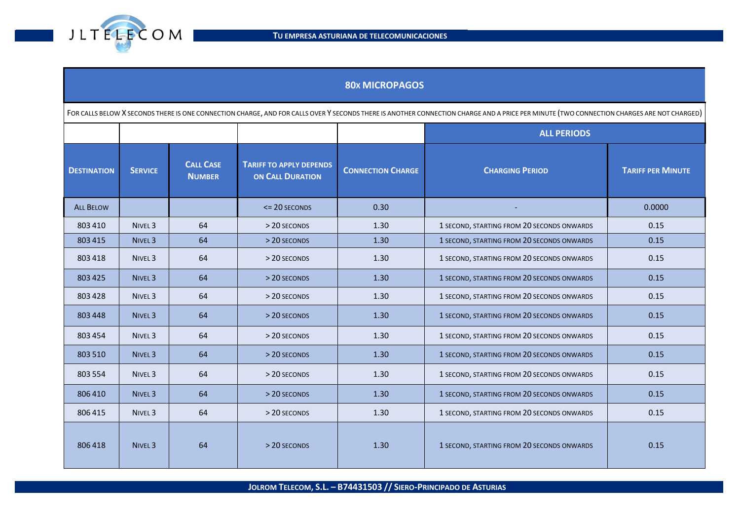## 80x MICROPAGOS

For calls below X seconds there is one connection charge, and for calls over Y seconds there is another connection charge and a price per minute (two connection charges are not charged)

| | | | | | ALL PERIODS | |
|---|---|---|---|---|---|---|
| **Destination** | **Service** | **Call Case Number** | **Tariff to apply depends on call duration** | **Connection Charge** | **Charging Period** | **Tariff per Minute** |
| All Below | | | <= 20 seconds | 0.30 | - | 0.0000 |
| 803 410 | Nivel 3 | 64 | > 20 seconds | 1.30 | 1 second, starting from 20 seconds onwards | 0.15 |
| 803 415 | Nivel 3 | 64 | > 20 seconds | 1.30 | 1 second, starting from 20 seconds onwards | 0.15 |
| 803 418 | Nivel 3 | 64 | > 20 seconds | 1.30 | 1 second, starting from 20 seconds onwards | 0.15 |
| 803 425 | Nivel 3 | 64 | > 20 seconds | 1.30 | 1 second, starting from 20 seconds onwards | 0.15 |
| 803 428 | Nivel 3 | 64 | > 20 seconds | 1.30 | 1 second, starting from 20 seconds onwards | 0.15 |
| 803 448 | Nivel 3 | 64 | > 20 seconds | 1.30 | 1 second, starting from 20 seconds onwards | 0.15 |
| 803 454 | Nivel 3 | 64 | > 20 seconds | 1.30 | 1 second, starting from 20 seconds onwards | 0.15 |
| 803 510 | Nivel 3 | 64 | > 20 seconds | 1.30 | 1 second, starting from 20 seconds onwards | 0.15 |
| 803 554 | Nivel 3 | 64 | > 20 seconds | 1.30 | 1 second, starting from 20 seconds onwards | 0.15 |
| 806 410 | Nivel 3 | 64 | > 20 seconds | 1.30 | 1 second, starting from 20 seconds onwards | 0.15 |
| 806 415 | Nivel 3 | 64 | > 20 seconds | 1.30 | 1 second, starting from 20 seconds onwards | 0.15 |
| 806 418 | Nivel 3 | 64 | > 20 seconds | 1.30 | 1 second, starting from 20 seconds onwards | 0.15 |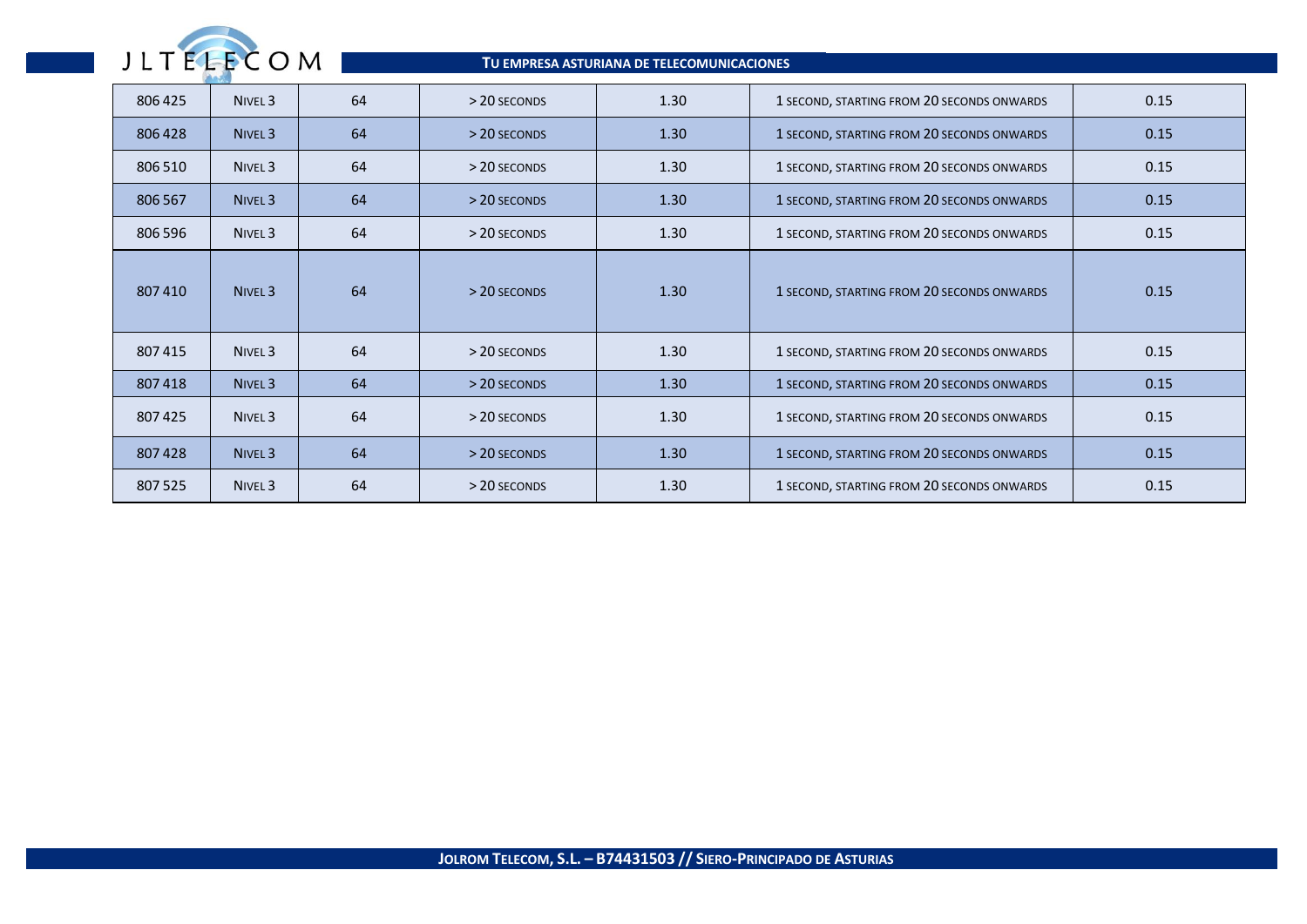| | | | | | | |
|---|---|---|---|---|---|---|
| 806 425 | NIVEL 3 | 64 | > 20 SECONDS | 1.30 | 1 SECOND, STARTING FROM 20 SECONDS ONWARDS | 0.15 |
| 806 428 | NIVEL 3 | 64 | > 20 SECONDS | 1.30 | 1 SECOND, STARTING FROM 20 SECONDS ONWARDS | 0.15 |
| 806 510 | NIVEL 3 | 64 | > 20 SECONDS | 1.30 | 1 SECOND, STARTING FROM 20 SECONDS ONWARDS | 0.15 |
| 806 567 | NIVEL 3 | 64 | > 20 SECONDS | 1.30 | 1 SECOND, STARTING FROM 20 SECONDS ONWARDS | 0.15 |
| 806 596 | NIVEL 3 | 64 | > 20 SECONDS | 1.30 | 1 SECOND, STARTING FROM 20 SECONDS ONWARDS | 0.15 |
| 807 410 | NIVEL 3 | 64 | > 20 SECONDS | 1.30 | 1 SECOND, STARTING FROM 20 SECONDS ONWARDS | 0.15 |
| 807 415 | NIVEL 3 | 64 | > 20 SECONDS | 1.30 | 1 SECOND, STARTING FROM 20 SECONDS ONWARDS | 0.15 |
| 807 418 | NIVEL 3 | 64 | > 20 SECONDS | 1.30 | 1 SECOND, STARTING FROM 20 SECONDS ONWARDS | 0.15 |
| 807 425 | NIVEL 3 | 64 | > 20 SECONDS | 1.30 | 1 SECOND, STARTING FROM 20 SECONDS ONWARDS | 0.15 |
| 807 428 | NIVEL 3 | 64 | > 20 SECONDS | 1.30 | 1 SECOND, STARTING FROM 20 SECONDS ONWARDS | 0.15 |
| 807 525 | NIVEL 3 | 64 | > 20 SECONDS | 1.30 | 1 SECOND, STARTING FROM 20 SECONDS ONWARDS | 0.15 |